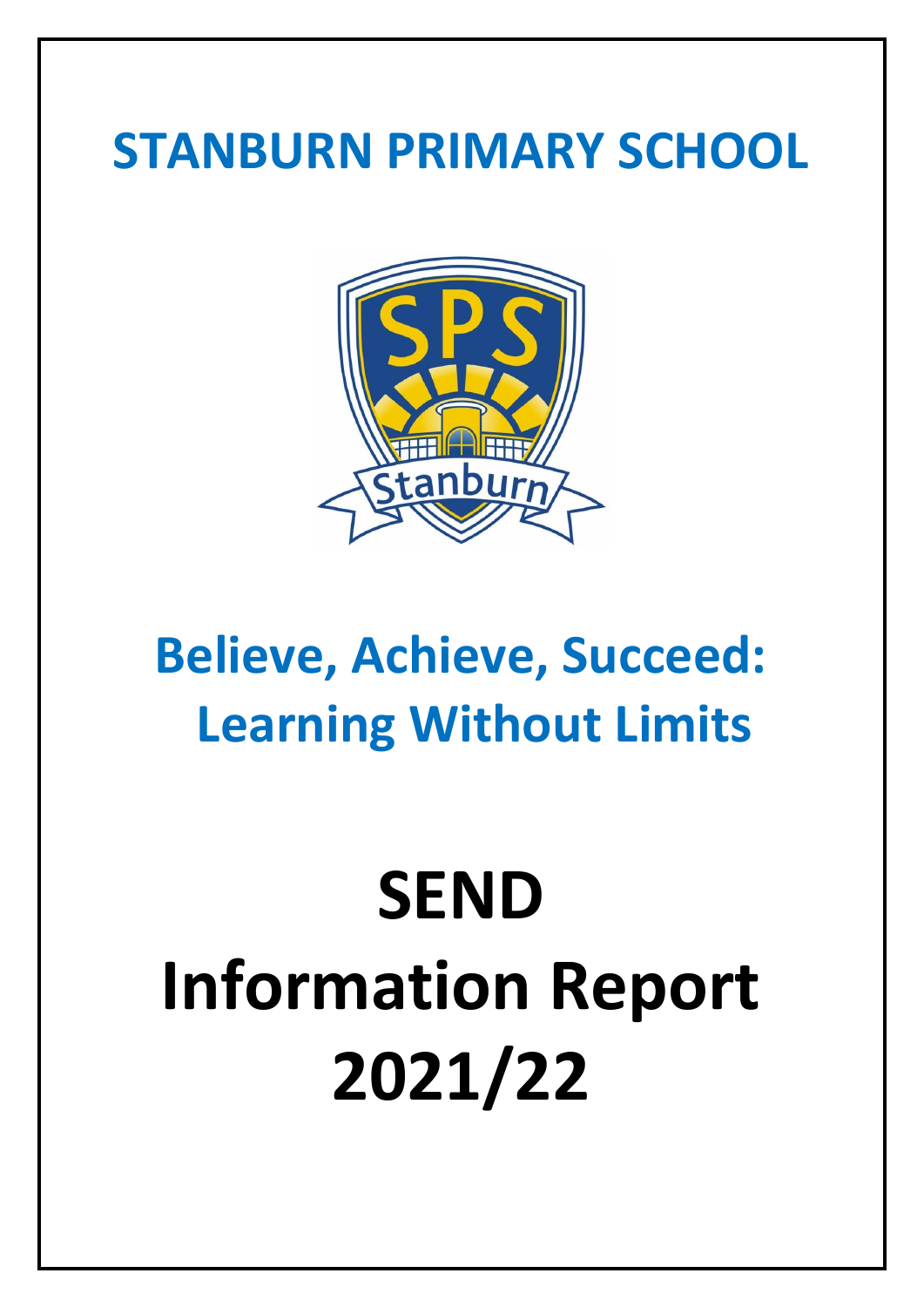# STANBURN PRIMARY SCHOOL

## Believe, Achieve, Succeed: Learning Without Limits

# SEND Information Report 2021/22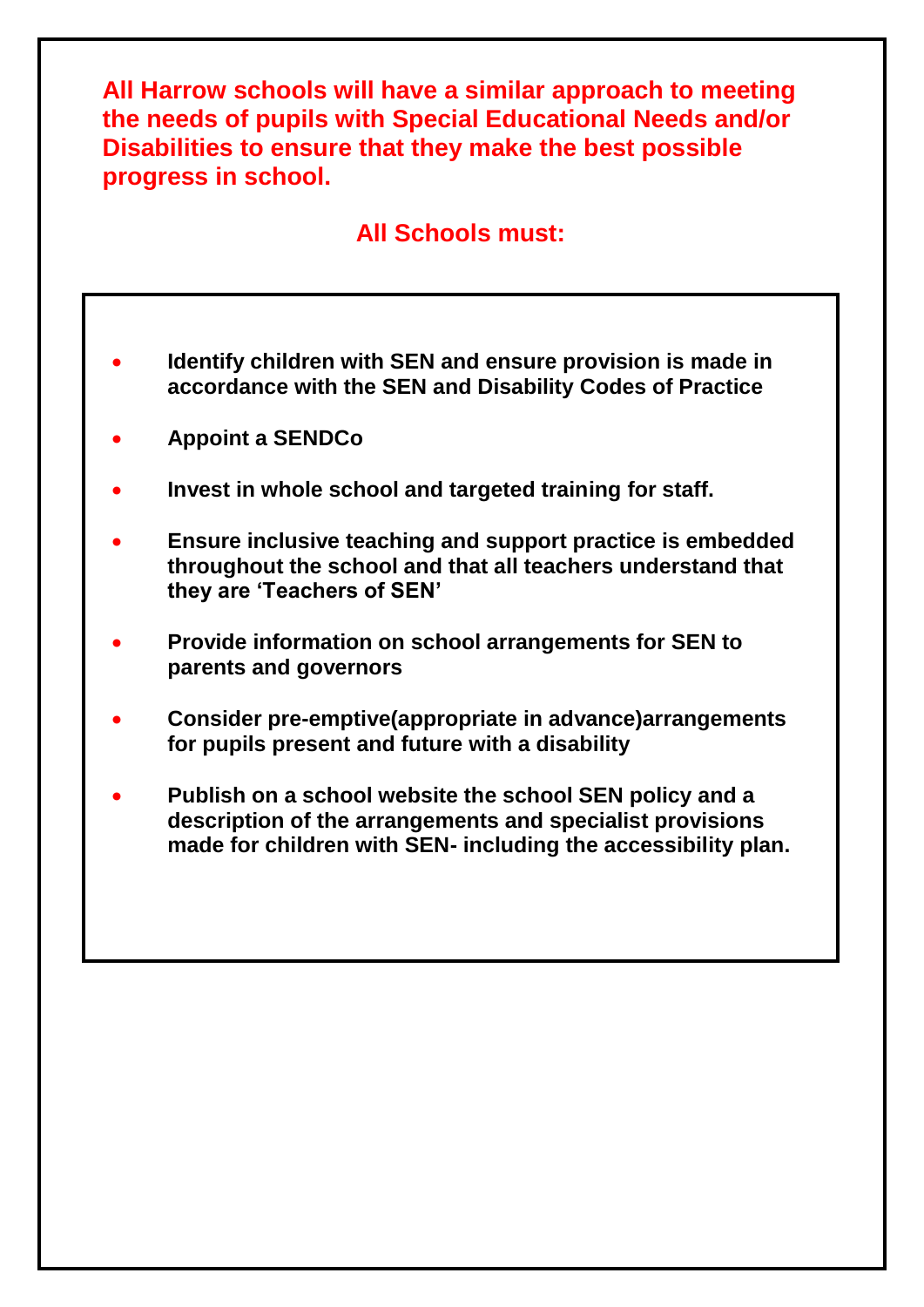**All Harrow schools will have a similar approach to meeting the needs of pupils with Special Educational Needs and/or Disabilities to ensure that they make the best possible progress in school.**

## All Schools must:

- **Identify children with SEN and ensure provision is made in accordance with the SEN and Disability Codes of Practice**
- **Appoint a SENDCo**
- **Invest in whole school and targeted training for staff.**
- **Ensure inclusive teaching and support practice is embedded throughout the school and that all teachers understand that they are 'Teachers of SEN'**
- **Provide information on school arrangements for SEN to parents and governors**
- **Consider pre-emptive(appropriate in advance)arrangements for pupils present and future with a disability**
- **Publish on a school website the school SEN policy and a description of the arrangements and specialist provisions made for children with SEN- including the accessibility plan.**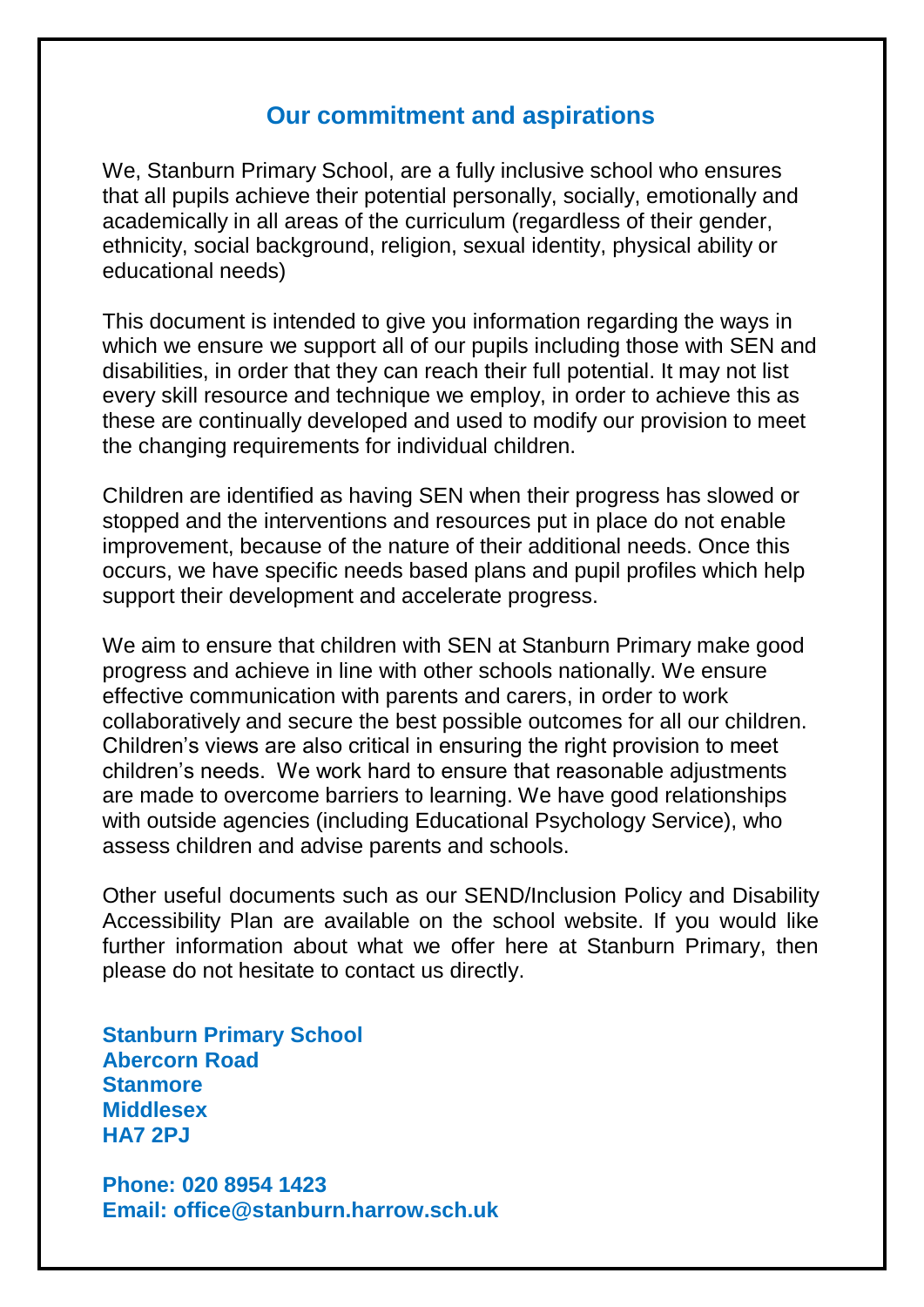## Our commitment and aspirations

We, Stanburn Primary School, are a fully inclusive school who ensures that all pupils achieve their potential personally, socially, emotionally and academically in all areas of the curriculum (regardless of their gender, ethnicity, social background, religion, sexual identity, physical ability or educational needs)

This document is intended to give you information regarding the ways in which we ensure we support all of our pupils including those with SEN and disabilities, in order that they can reach their full potential. It may not list every skill resource and technique we employ, in order to achieve this as these are continually developed and used to modify our provision to meet the changing requirements for individual children.

Children are identified as having SEN when their progress has slowed or stopped and the interventions and resources put in place do not enable improvement, because of the nature of their additional needs. Once this occurs, we have specific needs based plans and pupil profiles which help support their development and accelerate progress.

We aim to ensure that children with SEN at Stanburn Primary make good progress and achieve in line with other schools nationally. We ensure effective communication with parents and carers, in order to work collaboratively and secure the best possible outcomes for all our children. Children's views are also critical in ensuring the right provision to meet children's needs. We work hard to ensure that reasonable adjustments are made to overcome barriers to learning. We have good relationships with outside agencies (including Educational Psychology Service), who assess children and advise parents and schools.

Other useful documents such as our SEND/Inclusion Policy and Disability Accessibility Plan are available on the school website. If you would like further information about what we offer here at Stanburn Primary, then please do not hesitate to contact us directly.

**Stanburn Primary School**
**Abercorn Road**
**Stanmore**
**Middlesex**
**HA7 2PJ**

**Phone: 020 8954 1423**
**Email: office@stanburn.harrow.sch.uk**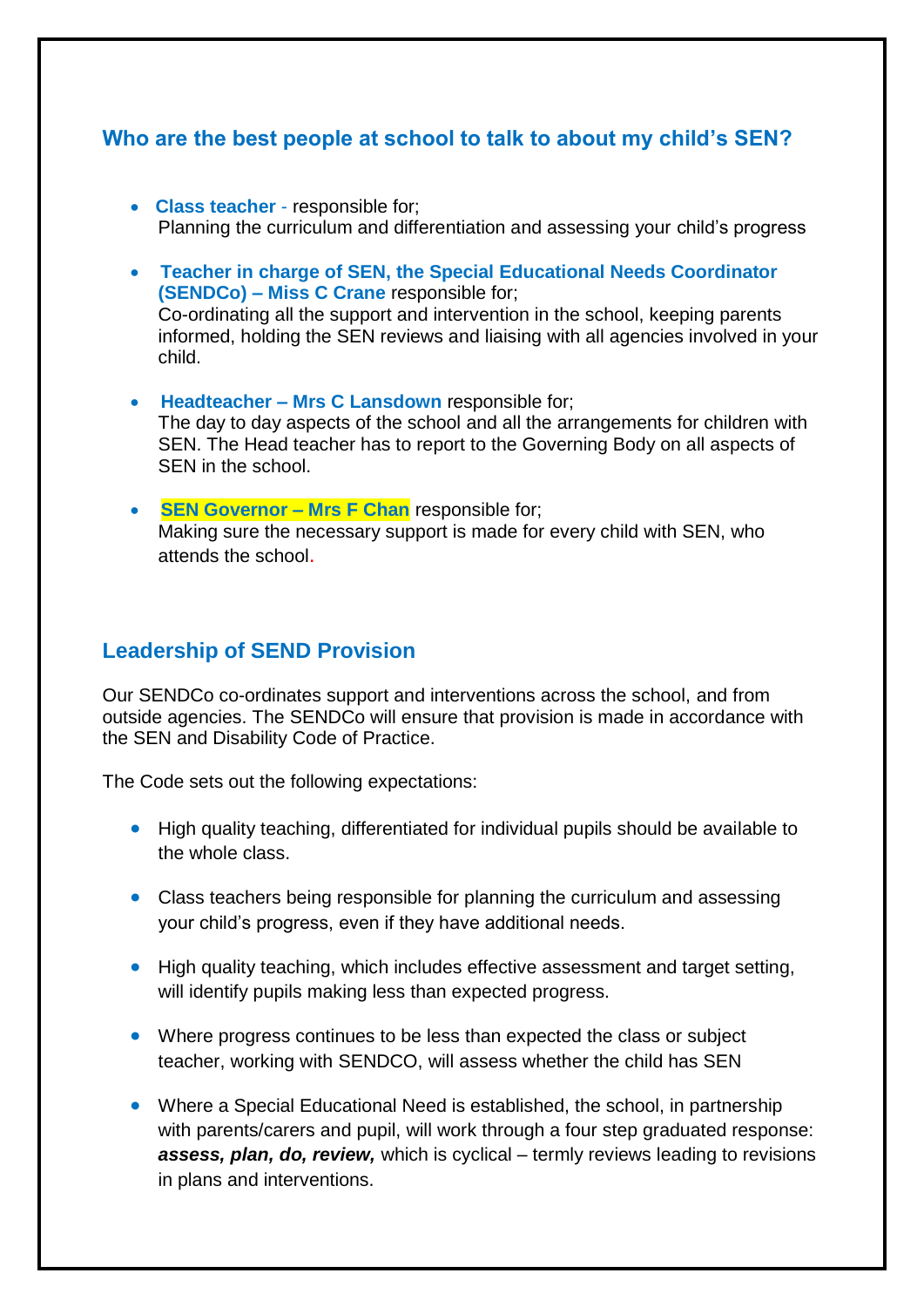## Who are the best people at school to talk to about my child's SEN?

- **Class teacher** - responsible for;
  Planning the curriculum and differentiation and assessing your child's progress

- **Teacher in charge of SEN, the Special Educational Needs Coordinator (SENDCo) – Miss C Crane** responsible for;
  Co-ordinating all the support and intervention in the school, keeping parents informed, holding the SEN reviews and liaising with all agencies involved in your child.

- **Headteacher – Mrs C Lansdown** responsible for;
  The day to day aspects of the school and all the arrangements for children with SEN. The Head teacher has to report to the Governing Body on all aspects of SEN in the school.

- **SEN Governor – Mrs F Chan** responsible for;
  Making sure the necessary support is made for every child with SEN, who attends the school.

## Leadership of SEND Provision

Our SENDCo co-ordinates support and interventions across the school, and from outside agencies. The SENDCo will ensure that provision is made in accordance with the SEN and Disability Code of Practice.

The Code sets out the following expectations:

- High quality teaching, differentiated for individual pupils should be available to the whole class.

- Class teachers being responsible for planning the curriculum and assessing your child's progress, even if they have additional needs.

- High quality teaching, which includes effective assessment and target setting, will identify pupils making less than expected progress.

- Where progress continues to be less than expected the class or subject teacher, working with SENDCO, will assess whether the child has SEN

- Where a Special Educational Need is established, the school, in partnership with parents/carers and pupil, will work through a four step graduated response: ***assess, plan, do, review,*** which is cyclical – termly reviews leading to revisions in plans and interventions.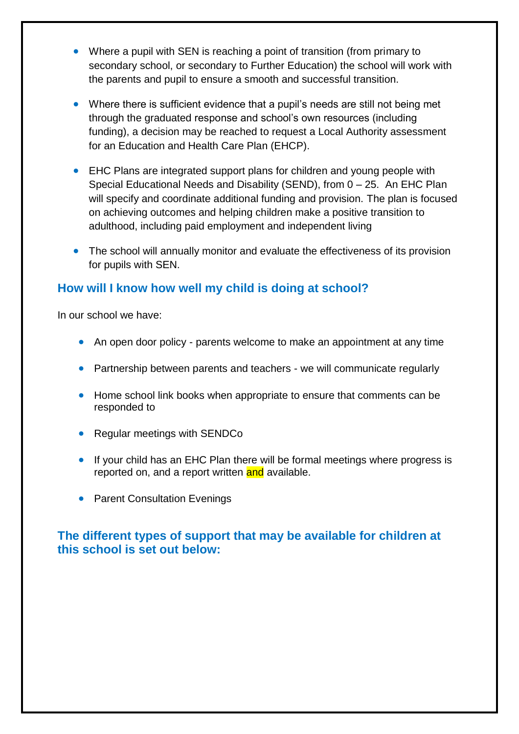- Where a pupil with SEN is reaching a point of transition (from primary to secondary school, or secondary to Further Education) the school will work with the parents and pupil to ensure a smooth and successful transition.

- Where there is sufficient evidence that a pupil's needs are still not being met through the graduated response and school's own resources (including funding), a decision may be reached to request a Local Authority assessment for an Education and Health Care Plan (EHCP).

- EHC Plans are integrated support plans for children and young people with Special Educational Needs and Disability (SEND), from 0 – 25. An EHC Plan will specify and coordinate additional funding and provision. The plan is focused on achieving outcomes and helping children make a positive transition to adulthood, including paid employment and independent living

- The school will annually monitor and evaluate the effectiveness of its provision for pupils with SEN.

## How will I know how well my child is doing at school?

In our school we have:

- An open door policy - parents welcome to make an appointment at any time

- Partnership between parents and teachers - we will communicate regularly

- Home school link books when appropriate to ensure that comments can be responded to

- Regular meetings with SENDCo

- If your child has an EHC Plan there will be formal meetings where progress is reported on, and a report written and available.

- Parent Consultation Evenings

## The different types of support that may be available for children at this school is set out below: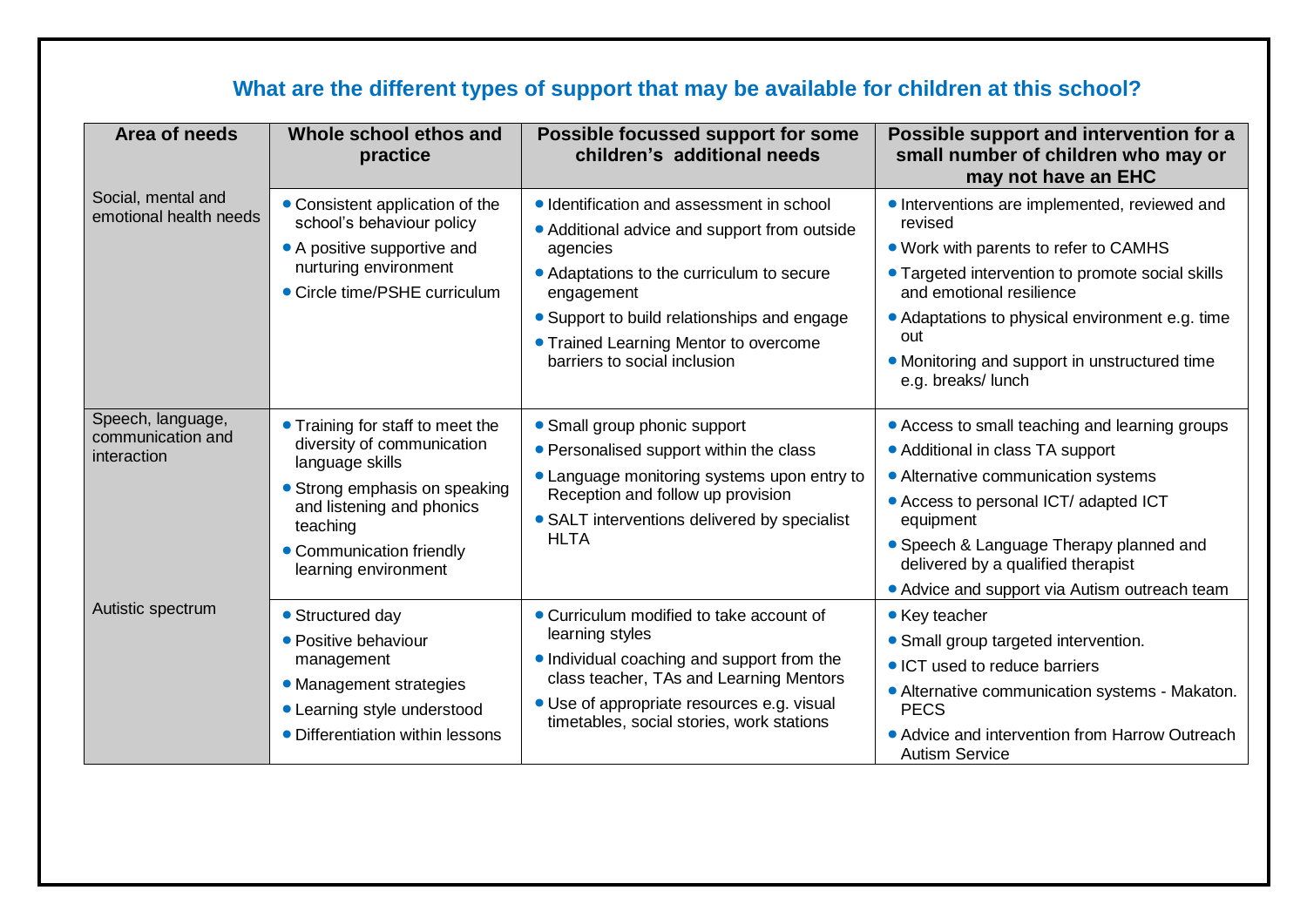## What are the different types of support that may be available for children at this school?

| Area of needs | Whole school ethos and practice | Possible focussed support for some children's additional needs | Possible support and intervention for a small number of children who may or may not have an EHC |
|---|---|---|---|
| Social, mental and emotional health needs | • Consistent application of the school's behaviour policy<br>• A positive supportive and nurturing environment<br>• Circle time/PSHE curriculum | • Identification and assessment in school<br>• Additional advice and support from outside agencies<br>• Adaptations to the curriculum to secure engagement<br>• Support to build relationships and engage<br>• Trained Learning Mentor to overcome barriers to social inclusion | • Interventions are implemented, reviewed and revised<br>• Work with parents to refer to CAMHS<br>• Targeted intervention to promote social skills and emotional resilience<br>• Adaptations to physical environment e.g. time out<br>• Monitoring and support in unstructured time e.g. breaks/ lunch |
| Speech, language, communication and interaction | • Training for staff to meet the diversity of communication language skills<br>• Strong emphasis on speaking and listening and phonics teaching<br>• Communication friendly learning environment | • Small group phonic support<br>• Personalised support within the class<br>• Language monitoring systems upon entry to Reception and follow up provision<br>• SALT interventions delivered by specialist HLTA | • Access to small teaching and learning groups<br>• Additional in class TA support<br>• Alternative communication systems<br>• Access to personal ICT/ adapted ICT equipment<br>• Speech & Language Therapy planned and delivered by a qualified therapist<br>• Advice and support via Autism outreach team |
| Autistic spectrum | • Structured day<br>• Positive behaviour management<br>• Management strategies<br>• Learning style understood<br>• Differentiation within lessons | • Curriculum modified to take account of learning styles<br>• Individual coaching and support from the class teacher, TAs and Learning Mentors<br>• Use of appropriate resources e.g. visual timetables, social stories, work stations | • Key teacher<br>• Small group targeted intervention.<br>• ICT used to reduce barriers<br>• Alternative communication systems - Makaton. PECS<br>• Advice and intervention from Harrow Outreach Autism Service |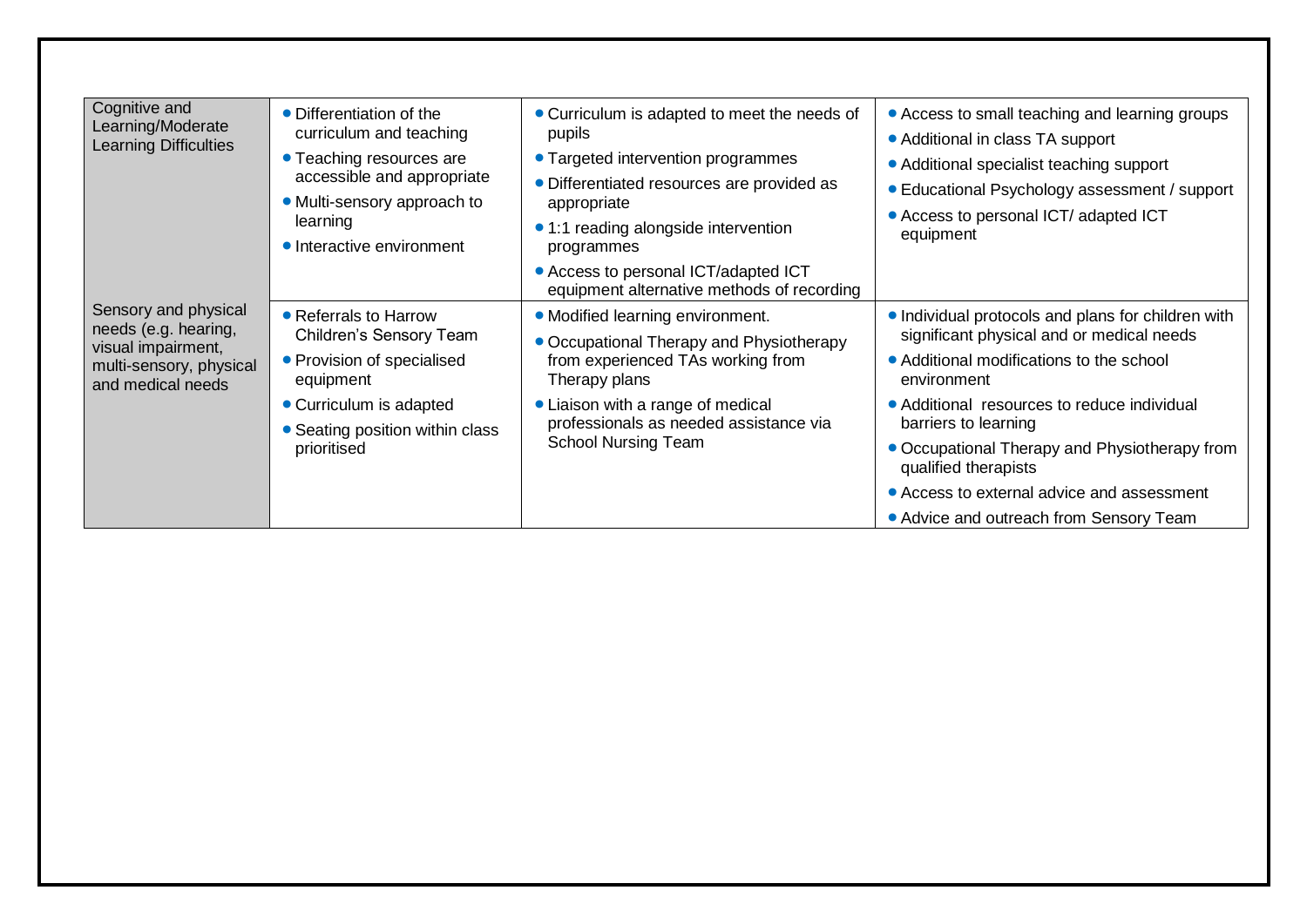| | | | |
|---|---|---|---|
| Cognitive and Learning/Moderate Learning Difficulties | • Differentiation of the curriculum and teaching<br>• Teaching resources are accessible and appropriate<br>• Multi-sensory approach to learning<br>• Interactive environment | • Curriculum is adapted to meet the needs of pupils<br>• Targeted intervention programmes<br>• Differentiated resources are provided as appropriate<br>• 1:1 reading alongside intervention programmes<br>• Access to personal ICT/adapted ICT equipment alternative methods of recording | • Access to small teaching and learning groups<br>• Additional in class TA support<br>• Additional specialist teaching support<br>• Educational Psychology assessment / support<br>• Access to personal ICT/ adapted ICT equipment |
| Sensory and physical needs (e.g. hearing, visual impairment, multi-sensory, physical and medical needs | • Referrals to Harrow Children's Sensory Team<br>• Provision of specialised equipment<br>• Curriculum is adapted<br>• Seating position within class prioritised | • Modified learning environment.<br>• Occupational Therapy and Physiotherapy from experienced TAs working from Therapy plans<br>• Liaison with a range of medical professionals as needed assistance via School Nursing Team | • Individual protocols and plans for children with significant physical and or medical needs<br>• Additional modifications to the school environment<br>• Additional resources to reduce individual barriers to learning<br>• Occupational Therapy and Physiotherapy from qualified therapists<br>• Access to external advice and assessment<br>• Advice and outreach from Sensory Team |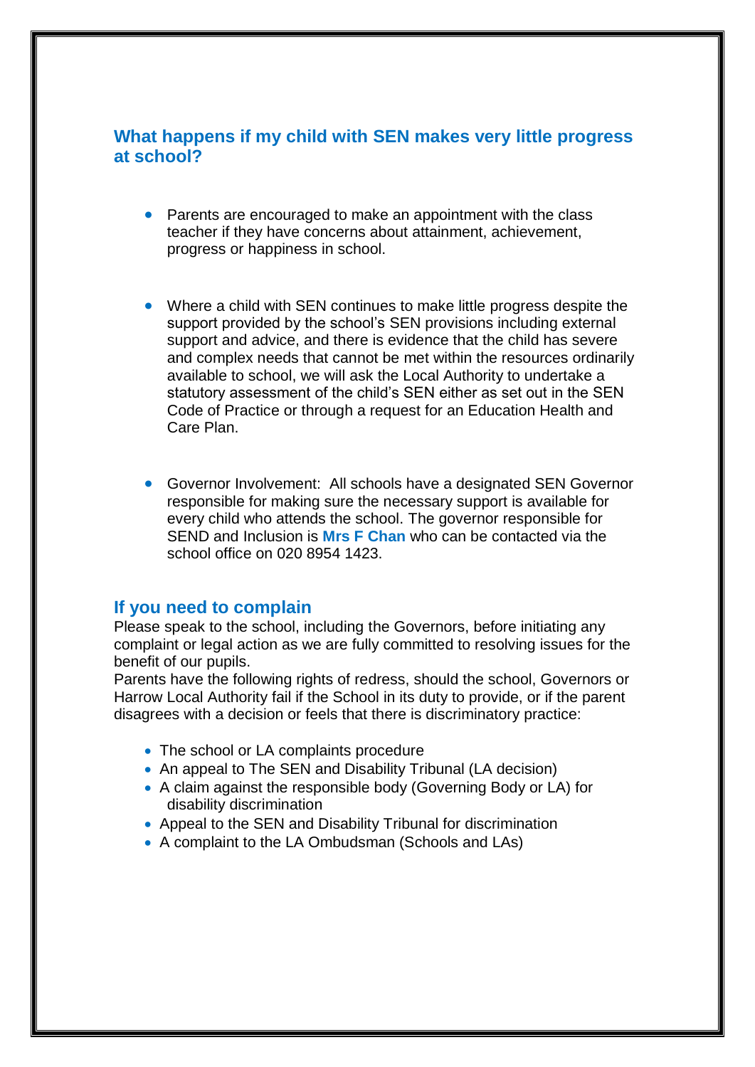## What happens if my child with SEN makes very little progress at school?

- Parents are encouraged to make an appointment with the class teacher if they have concerns about attainment, achievement, progress or happiness in school.

- Where a child with SEN continues to make little progress despite the support provided by the school's SEN provisions including external support and advice, and there is evidence that the child has severe and complex needs that cannot be met within the resources ordinarily available to school, we will ask the Local Authority to undertake a statutory assessment of the child's SEN either as set out in the SEN Code of Practice or through a request for an Education Health and Care Plan.

- Governor Involvement: All schools have a designated SEN Governor responsible for making sure the necessary support is available for every child who attends the school. The governor responsible for SEND and Inclusion is **Mrs F Chan** who can be contacted via the school office on 020 8954 1423.

## If you need to complain

Please speak to the school, including the Governors, before initiating any complaint or legal action as we are fully committed to resolving issues for the benefit of our pupils.

Parents have the following rights of redress, should the school, Governors or Harrow Local Authority fail if the School in its duty to provide, or if the parent disagrees with a decision or feels that there is discriminatory practice:

- The school or LA complaints procedure
- An appeal to The SEN and Disability Tribunal (LA decision)
- A claim against the responsible body (Governing Body or LA) for disability discrimination
- Appeal to the SEN and Disability Tribunal for discrimination
- A complaint to the LA Ombudsman (Schools and LAs)